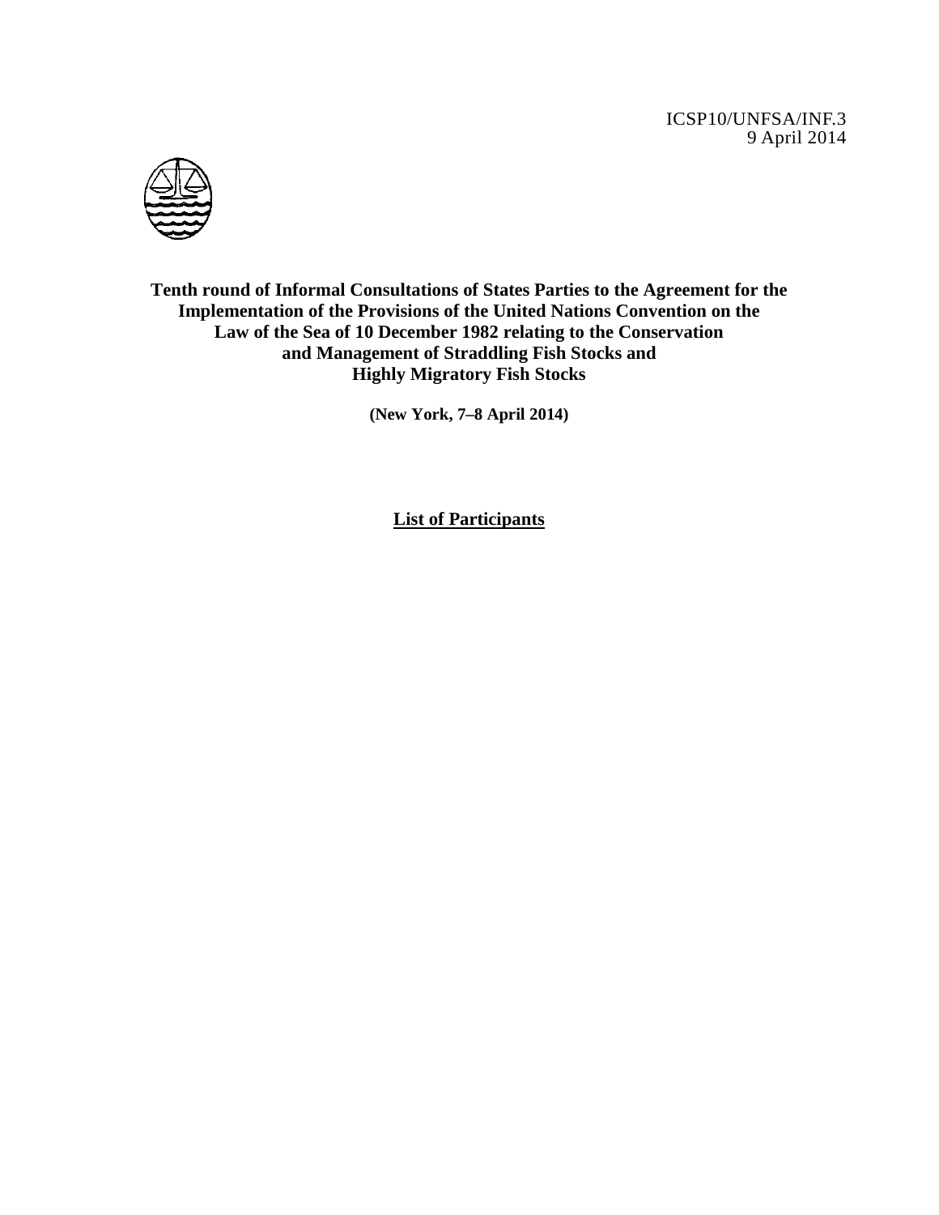ICSP10/UNFSA/INF.3
9 April 2014

**Tenth round of Informal Consultations of States Parties to the Agreement for the Implementation of the Provisions of the United Nations Convention on the Law of the Sea of 10 December 1982 relating to the Conservation and Management of Straddling Fish Stocks and Highly Migratory Fish Stocks**

**(New York, 7–8 April 2014)**

# List of Participants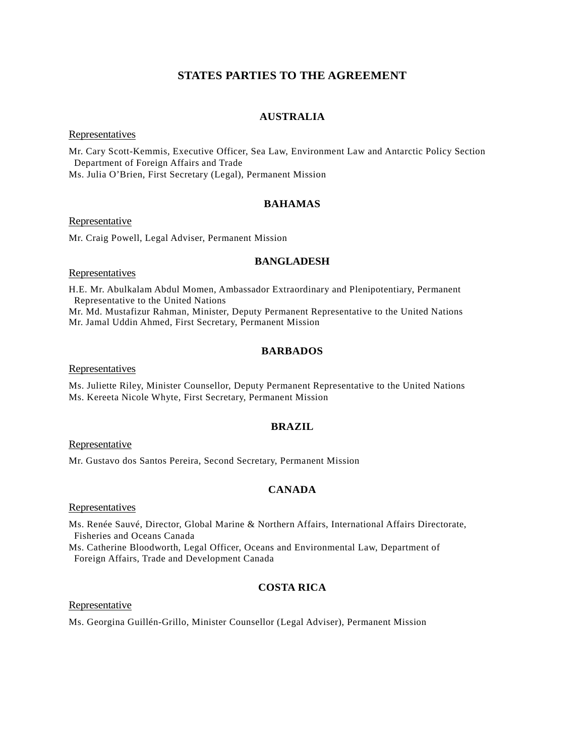# STATES PARTIES TO THE AGREEMENT

## AUSTRALIA

Representatives

Mr. Cary Scott-Kemmis, Executive Officer, Sea Law, Environment Law and Antarctic Policy Section Department of Foreign Affairs and Trade
Ms. Julia O'Brien, First Secretary (Legal), Permanent Mission

## BAHAMAS

Representative

Mr. Craig Powell, Legal Adviser, Permanent Mission

## BANGLADESH

Representatives

H.E. Mr. Abulkalam Abdul Momen, Ambassador Extraordinary and Plenipotentiary, Permanent Representative to the United Nations
Mr. Md. Mustafizur Rahman, Minister, Deputy Permanent Representative to the United Nations
Mr. Jamal Uddin Ahmed, First Secretary, Permanent Mission

## BARBADOS

Representatives

Ms. Juliette Riley, Minister Counsellor, Deputy Permanent Representative to the United Nations
Ms. Kereeta Nicole Whyte, First Secretary, Permanent Mission

## BRAZIL

Representative

Mr. Gustavo dos Santos Pereira, Second Secretary, Permanent Mission

## CANADA

Representatives

Ms. Renée Sauvé, Director, Global Marine & Northern Affairs, International Affairs Directorate, Fisheries and Oceans Canada
Ms. Catherine Bloodworth, Legal Officer, Oceans and Environmental Law, Department of Foreign Affairs, Trade and Development Canada

## COSTA RICA

Representative

Ms. Georgina Guillén-Grillo, Minister Counsellor (Legal Adviser), Permanent Mission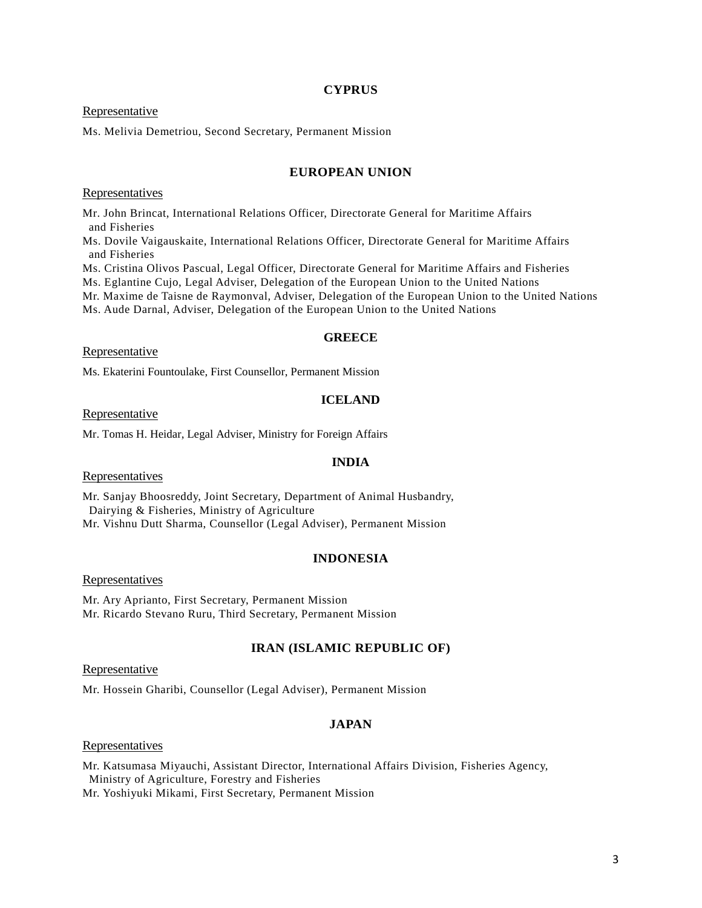## CYPRUS

Representative

Ms. Melivia Demetriou, Second Secretary, Permanent Mission

## EUROPEAN UNION

Representatives

Mr. John Brincat, International Relations Officer, Directorate General for Maritime Affairs and Fisheries
Ms. Dovile Vaigauskaite, International Relations Officer, Directorate General for Maritime Affairs and Fisheries
Ms. Cristina Olivos Pascual, Legal Officer, Directorate General for Maritime Affairs and Fisheries
Ms. Eglantine Cujo, Legal Adviser, Delegation of the European Union to the United Nations
Mr. Maxime de Taisne de Raymonval, Adviser, Delegation of the European Union to the United Nations
Ms. Aude Darnal, Adviser, Delegation of the European Union to the United Nations

## GREECE

Representative

Ms. Ekaterini Fountoulake, First Counsellor, Permanent Mission

## ICELAND

Representative

Mr. Tomas H. Heidar, Legal Adviser, Ministry for Foreign Affairs

## INDIA

Representatives

Mr. Sanjay Bhoosreddy, Joint Secretary, Department of Animal Husbandry, Dairying & Fisheries, Ministry of Agriculture
Mr. Vishnu Dutt Sharma, Counsellor (Legal Adviser), Permanent Mission

## INDONESIA

Representatives

Mr. Ary Aprianto, First Secretary, Permanent Mission
Mr. Ricardo Stevano Ruru, Third Secretary, Permanent Mission

## IRAN (ISLAMIC REPUBLIC OF)

Representative

Mr. Hossein Gharibi, Counsellor (Legal Adviser), Permanent Mission

## JAPAN

Representatives

Mr. Katsumasa Miyauchi, Assistant Director, International Affairs Division, Fisheries Agency, Ministry of Agriculture, Forestry and Fisheries
Mr. Yoshiyuki Mikami, First Secretary, Permanent Mission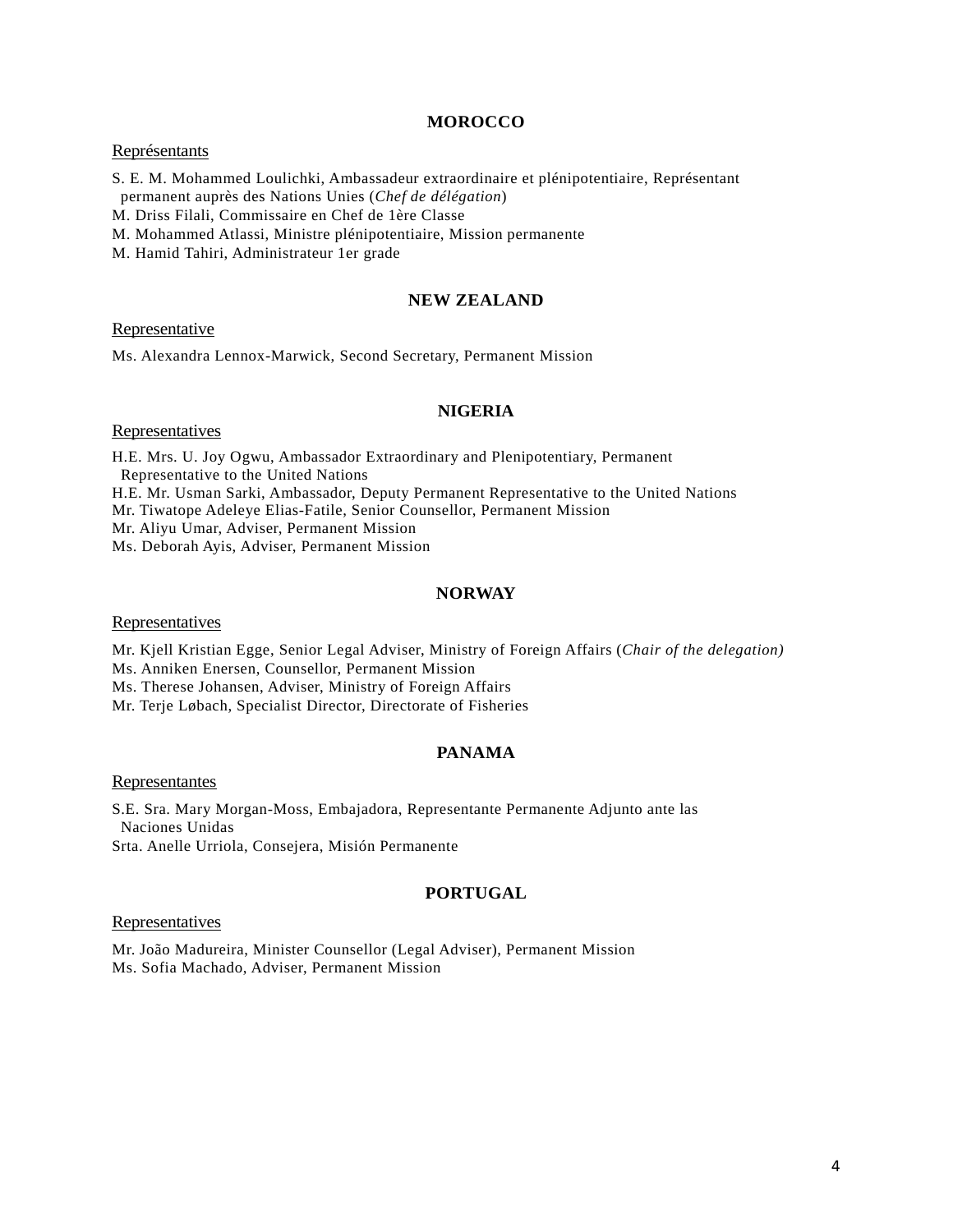## MOROCCO

Représentants

S. E. M. Mohammed Loulichki, Ambassadeur extraordinaire et plénipotentiaire, Représentant permanent auprès des Nations Unies (*Chef de délégation*)
M. Driss Filali, Commissaire en Chef de 1ère Classe
M. Mohammed Atlassi, Ministre plénipotentiaire, Mission permanente
M. Hamid Tahiri, Administrateur 1er grade

## NEW ZEALAND

Representative

Ms. Alexandra Lennox-Marwick, Second Secretary, Permanent Mission

## NIGERIA

Representatives

H.E. Mrs. U. Joy Ogwu, Ambassador Extraordinary and Plenipotentiary, Permanent Representative to the United Nations
H.E. Mr. Usman Sarki, Ambassador, Deputy Permanent Representative to the United Nations
Mr. Tiwatope Adeleye Elias-Fatile, Senior Counsellor, Permanent Mission
Mr. Aliyu Umar, Adviser, Permanent Mission
Ms. Deborah Ayis, Adviser, Permanent Mission

## NORWAY

Representatives

Mr. Kjell Kristian Egge, Senior Legal Adviser, Ministry of Foreign Affairs (*Chair of the delegation)*
Ms. Anniken Enersen, Counsellor, Permanent Mission
Ms. Therese Johansen, Adviser, Ministry of Foreign Affairs
Mr. Terje Løbach, Specialist Director, Directorate of Fisheries

## PANAMA

Representantes

S.E. Sra. Mary Morgan-Moss, Embajadora, Representante Permanente Adjunto ante las Naciones Unidas
Srta. Anelle Urriola, Consejera, Misión Permanente

## PORTUGAL

Representatives

Mr. João Madureira, Minister Counsellor (Legal Adviser), Permanent Mission
Ms. Sofia Machado, Adviser, Permanent Mission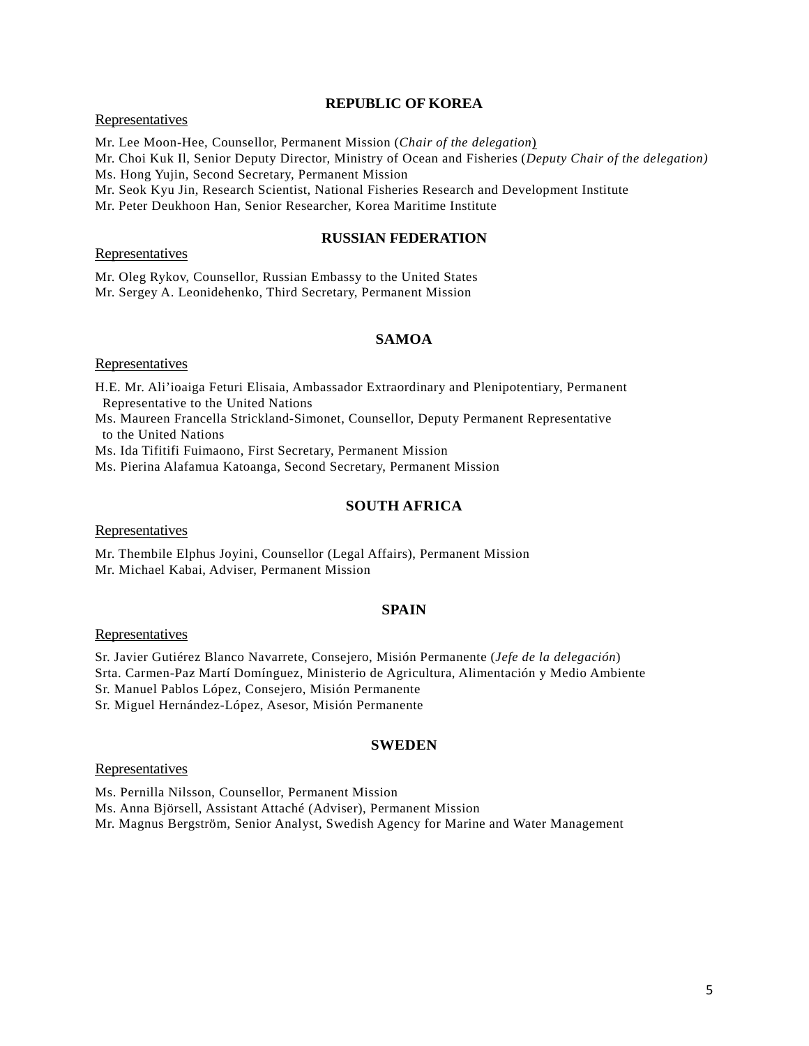## REPUBLIC OF KOREA

Representatives

Mr. Lee Moon-Hee, Counsellor, Permanent Mission (*Chair of the delegation*)
Mr. Choi Kuk Il, Senior Deputy Director, Ministry of Ocean and Fisheries (*Deputy Chair of the delegation)*
Ms. Hong Yujin, Second Secretary, Permanent Mission
Mr. Seok Kyu Jin, Research Scientist, National Fisheries Research and Development Institute
Mr. Peter Deukhoon Han, Senior Researcher, Korea Maritime Institute

## RUSSIAN FEDERATION

Representatives

Mr. Oleg Rykov, Counsellor, Russian Embassy to the United States
Mr. Sergey A. Leonidehenko, Third Secretary, Permanent Mission

## SAMOA

Representatives

H.E. Mr. Ali'ioaiga Feturi Elisaia, Ambassador Extraordinary and Plenipotentiary, Permanent Representative to the United Nations
Ms. Maureen Francella Strickland-Simonet, Counsellor, Deputy Permanent Representative to the United Nations
Ms. Ida Tifitifi Fuimaono, First Secretary, Permanent Mission
Ms. Pierina Alafamua Katoanga, Second Secretary, Permanent Mission

## SOUTH AFRICA

Representatives

Mr. Thembile Elphus Joyini, Counsellor (Legal Affairs), Permanent Mission
Mr. Michael Kabai, Adviser, Permanent Mission

## SPAIN

Representatives

Sr. Javier Gutiérez Blanco Navarrete, Consejero, Misión Permanente (*Jefe de la delegación*)
Srta. Carmen-Paz Martí Domínguez, Ministerio de Agricultura, Alimentación y Medio Ambiente
Sr. Manuel Pablos López, Consejero, Misión Permanente
Sr. Miguel Hernández-López, Asesor, Misión Permanente

## SWEDEN

Representatives

Ms. Pernilla Nilsson, Counsellor, Permanent Mission
Ms. Anna Björsell, Assistant Attaché (Adviser), Permanent Mission
Mr. Magnus Bergström, Senior Analyst, Swedish Agency for Marine and Water Management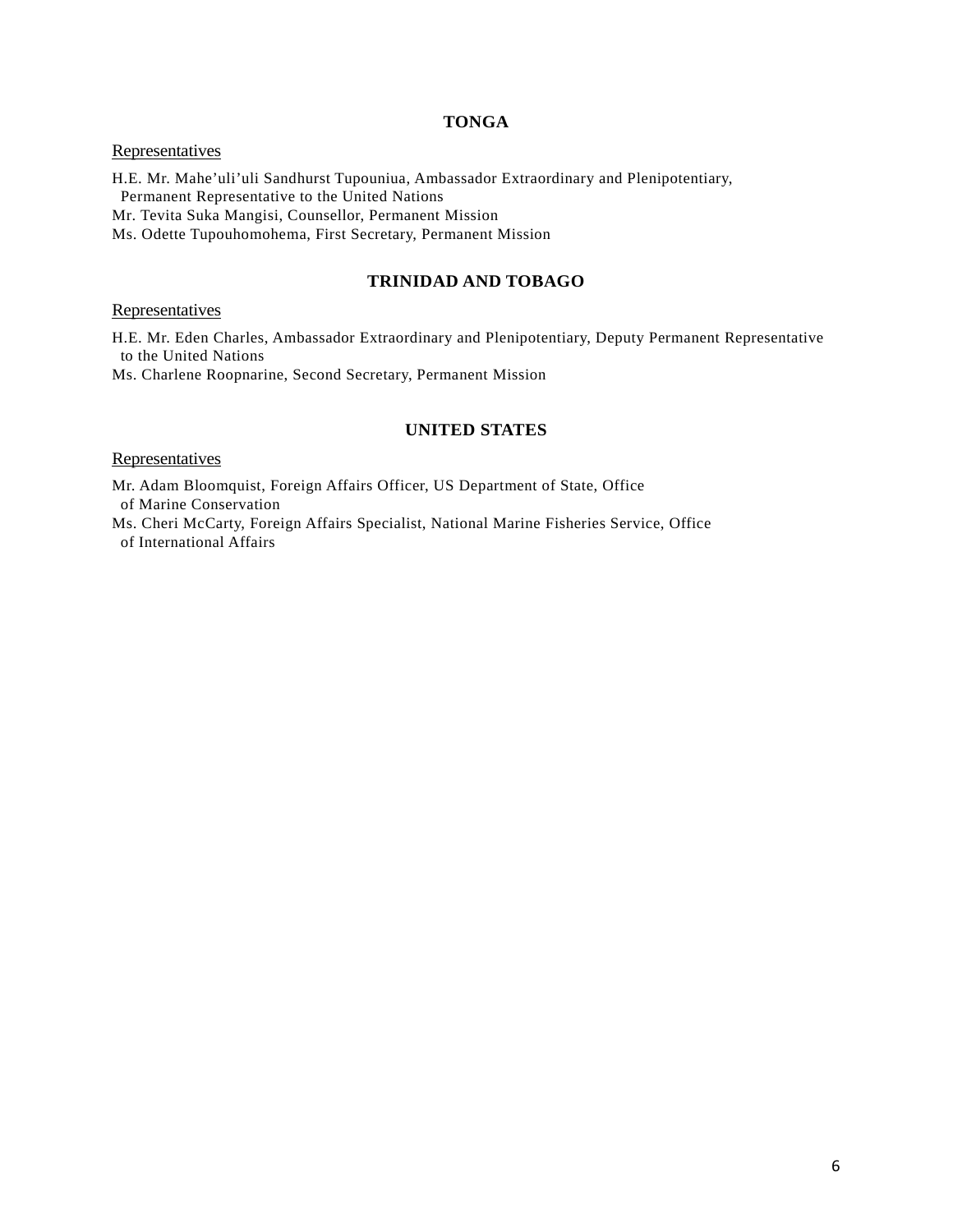## TONGA

<u>Representatives</u>

H.E. Mr. Mahe'uli'uli Sandhurst Tupouniua, Ambassador Extraordinary and Plenipotentiary, Permanent Representative to the United Nations
Mr. Tevita Suka Mangisi, Counsellor, Permanent Mission
Ms. Odette Tupouhomohema, First Secretary, Permanent Mission

## TRINIDAD AND TOBAGO

<u>Representatives</u>

H.E. Mr. Eden Charles, Ambassador Extraordinary and Plenipotentiary, Deputy Permanent Representative to the United Nations
Ms. Charlene Roopnarine, Second Secretary, Permanent Mission

## UNITED STATES

<u>Representatives</u>

Mr. Adam Bloomquist, Foreign Affairs Officer, US Department of State, Office of Marine Conservation
Ms. Cheri McCarty, Foreign Affairs Specialist, National Marine Fisheries Service, Office of International Affairs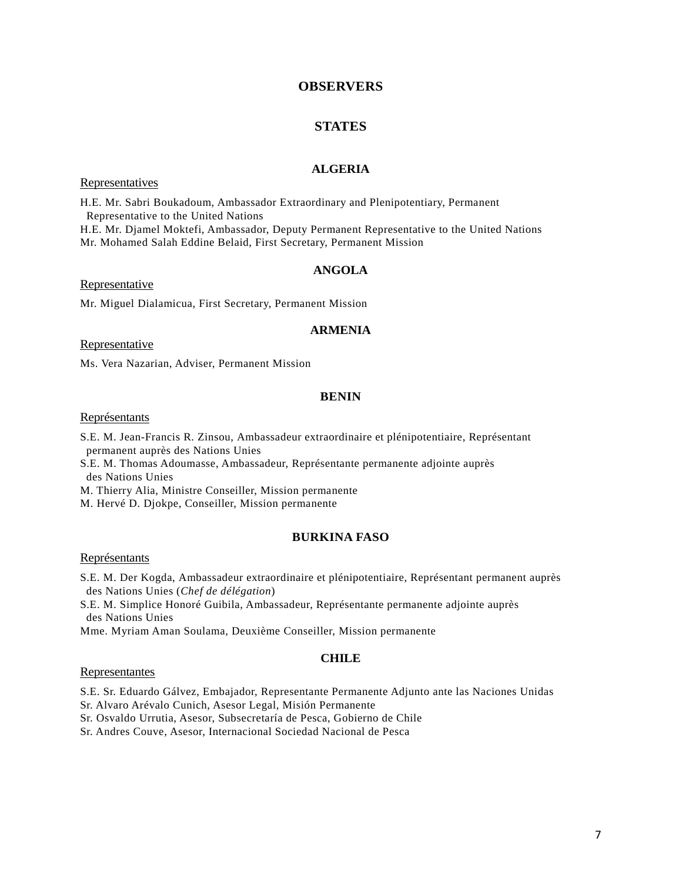# OBSERVERS

## STATES

### ALGERIA

Representatives

H.E. Mr. Sabri Boukadoum, Ambassador Extraordinary and Plenipotentiary, Permanent Representative to the United Nations
H.E. Mr. Djamel Moktefi, Ambassador, Deputy Permanent Representative to the United Nations
Mr. Mohamed Salah Eddine Belaid, First Secretary, Permanent Mission

### ANGOLA

Representative

Mr. Miguel Dialamicua, First Secretary, Permanent Mission

### ARMENIA

Representative

Ms. Vera Nazarian, Adviser, Permanent Mission

### BENIN

Représentants

S.E. M. Jean-Francis R. Zinsou, Ambassadeur extraordinaire et plénipotentiaire, Représentant permanent auprès des Nations Unies
S.E. M. Thomas Adoumasse, Ambassadeur, Représentante permanente adjointe auprès des Nations Unies
M. Thierry Alia, Ministre Conseiller, Mission permanente
M. Hervé D. Djokpe, Conseiller, Mission permanente

### BURKINA FASO

Représentants

S.E. M. Der Kogda, Ambassadeur extraordinaire et plénipotentiaire, Représentant permanent auprès des Nations Unies (*Chef de délégation*)
S.E. M. Simplice Honoré Guibila, Ambassadeur, Représentante permanente adjointe auprès des Nations Unies
Mme. Myriam Aman Soulama, Deuxième Conseiller, Mission permanente

### CHILE

Representantes

S.E. Sr. Eduardo Gálvez, Embajador, Representante Permanente Adjunto ante las Naciones Unidas
Sr. Alvaro Arévalo Cunich, Asesor Legal, Misión Permanente
Sr. Osvaldo Urrutia, Asesor, Subsecretaría de Pesca, Gobierno de Chile
Sr. Andres Couve, Asesor, Internacional Sociedad Nacional de Pesca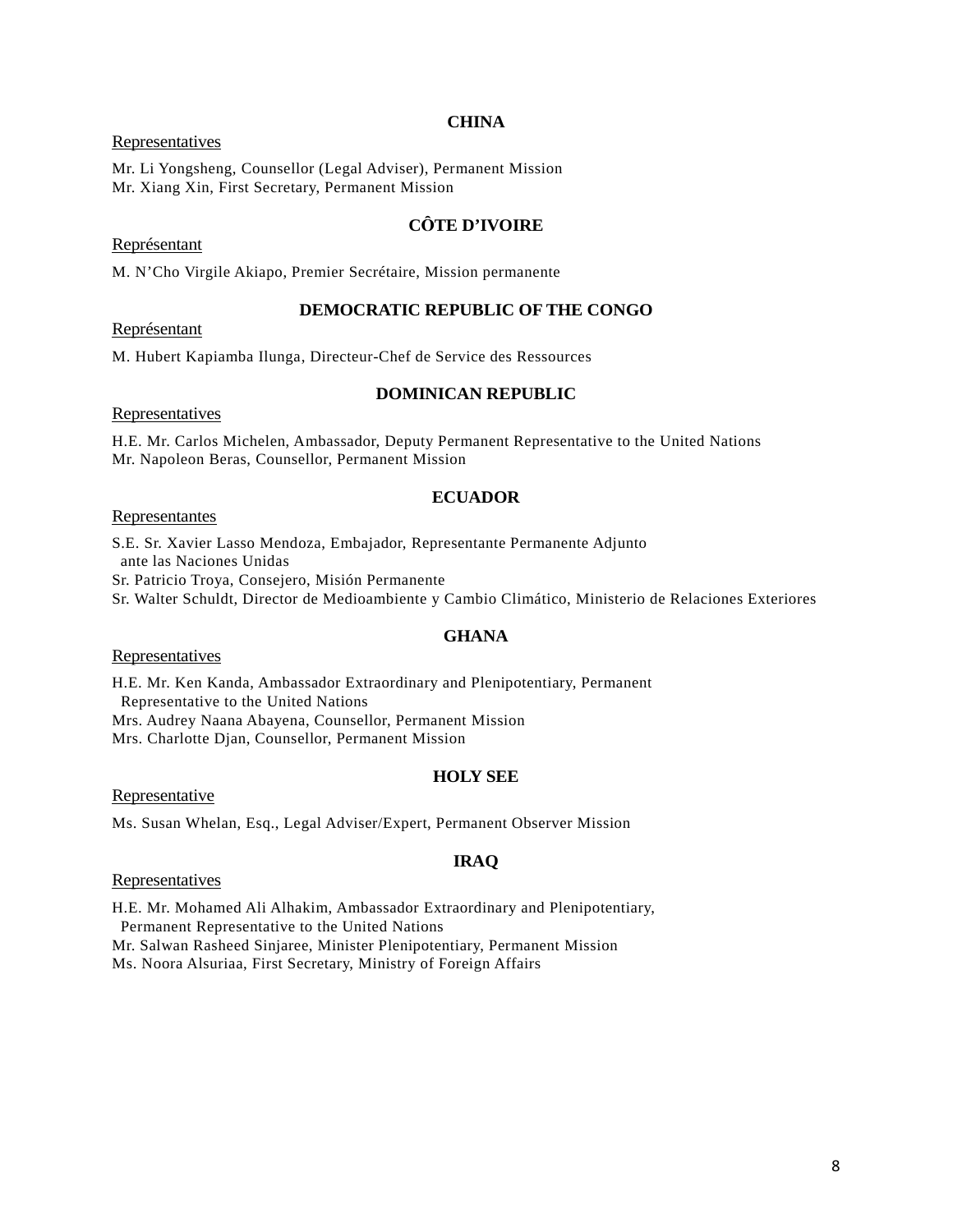## CHINA

Representatives

Mr. Li Yongsheng, Counsellor (Legal Adviser), Permanent Mission
Mr. Xiang Xin, First Secretary, Permanent Mission

## CÔTE D'IVOIRE

Représentant

M. N'Cho Virgile Akiapo, Premier Secrétaire, Mission permanente

## DEMOCRATIC REPUBLIC OF THE CONGO

Représentant

M. Hubert Kapiamba Ilunga, Directeur-Chef de Service des Ressources

## DOMINICAN REPUBLIC

Representatives

H.E. Mr. Carlos Michelen, Ambassador, Deputy Permanent Representative to the United Nations
Mr. Napoleon Beras, Counsellor, Permanent Mission

## ECUADOR

Representantes

S.E. Sr. Xavier Lasso Mendoza, Embajador, Representante Permanente Adjunto ante las Naciones Unidas
Sr. Patricio Troya, Consejero, Misión Permanente
Sr. Walter Schuldt, Director de Medioambiente y Cambio Climático, Ministerio de Relaciones Exteriores

## GHANA

Representatives

H.E. Mr. Ken Kanda, Ambassador Extraordinary and Plenipotentiary, Permanent Representative to the United Nations
Mrs. Audrey Naana Abayena, Counsellor, Permanent Mission
Mrs. Charlotte Djan, Counsellor, Permanent Mission

## HOLY SEE

Representative

Ms. Susan Whelan, Esq., Legal Adviser/Expert, Permanent Observer Mission

## IRAQ

Representatives

H.E. Mr. Mohamed Ali Alhakim, Ambassador Extraordinary and Plenipotentiary, Permanent Representative to the United Nations
Mr. Salwan Rasheed Sinjaree, Minister Plenipotentiary, Permanent Mission
Ms. Noora Alsuriaa, First Secretary, Ministry of Foreign Affairs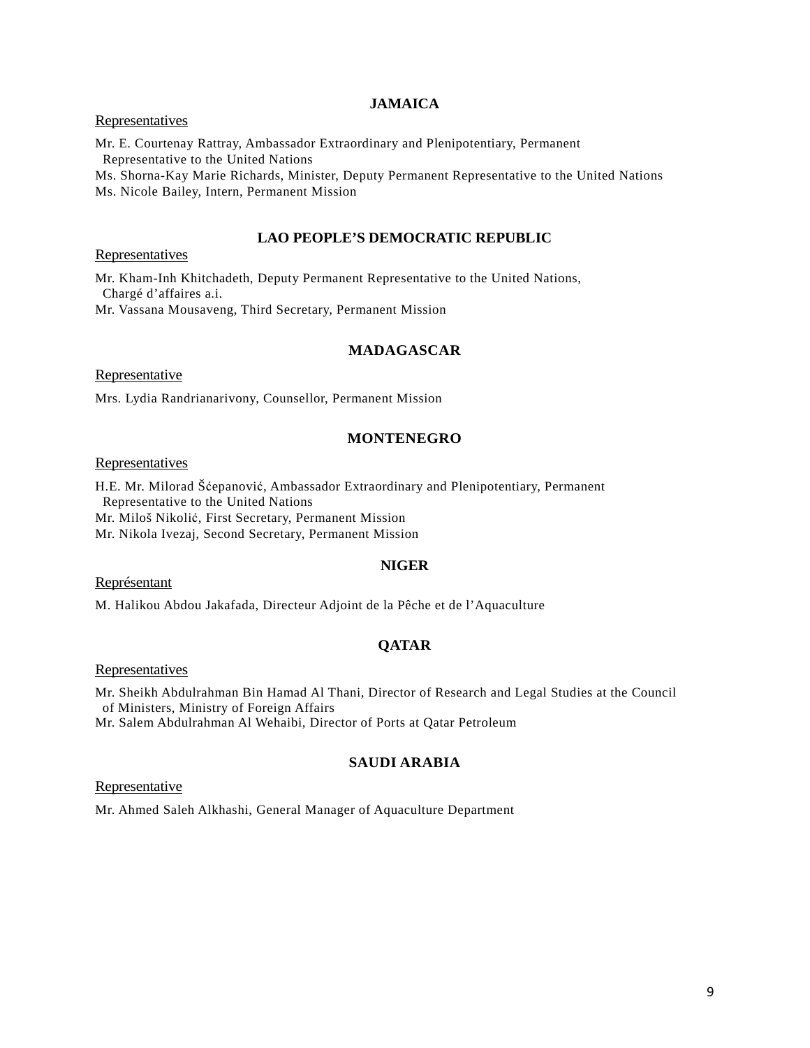## JAMAICA

Representatives

Mr. E. Courtenay Rattray, Ambassador Extraordinary and Plenipotentiary, Permanent Representative to the United Nations
Ms. Shorna-Kay Marie Richards, Minister, Deputy Permanent Representative to the United Nations
Ms. Nicole Bailey, Intern, Permanent Mission

## LAO PEOPLE'S DEMOCRATIC REPUBLIC

Representatives

Mr. Kham-Inh Khitchadeth, Deputy Permanent Representative to the United Nations, Chargé d'affaires a.i.
Mr. Vassana Mousaveng, Third Secretary, Permanent Mission

## MADAGASCAR

Representative

Mrs. Lydia Randrianarivony, Counsellor, Permanent Mission

## MONTENEGRO

Representatives

H.E. Mr. Milorad Šćepanović, Ambassador Extraordinary and Plenipotentiary, Permanent Representative to the United Nations
Mr. Miloš Nikolić, First Secretary, Permanent Mission
Mr. Nikola Ivezaj, Second Secretary, Permanent Mission

## NIGER

Représentant

M. Halikou Abdou Jakafada, Directeur Adjoint de la Pêche et de l'Aquaculture

## QATAR

Representatives

Mr. Sheikh Abdulrahman Bin Hamad Al Thani, Director of Research and Legal Studies at the Council of Ministers, Ministry of Foreign Affairs
Mr. Salem Abdulrahman Al Wehaibi, Director of Ports at Qatar Petroleum

## SAUDI ARABIA

Representative

Mr. Ahmed Saleh Alkhashi, General Manager of Aquaculture Department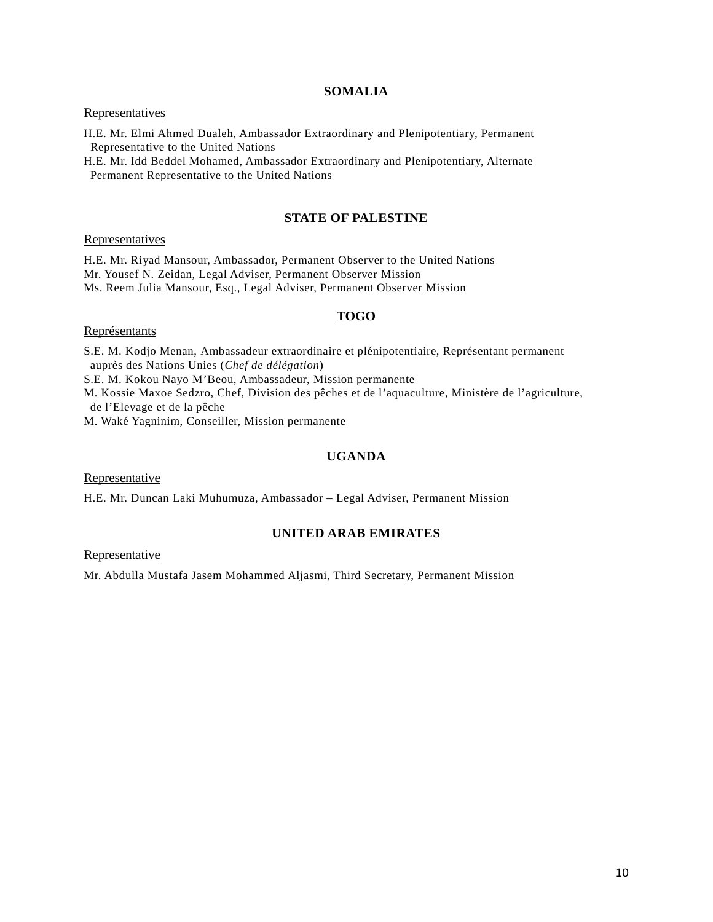## SOMALIA

Representatives

H.E. Mr. Elmi Ahmed Dualeh, Ambassador Extraordinary and Plenipotentiary, Permanent Representative to the United Nations
H.E. Mr. Idd Beddel Mohamed, Ambassador Extraordinary and Plenipotentiary, Alternate Permanent Representative to the United Nations

## STATE OF PALESTINE

Representatives

H.E. Mr. Riyad Mansour, Ambassador, Permanent Observer to the United Nations
Mr. Yousef N. Zeidan, Legal Adviser, Permanent Observer Mission
Ms. Reem Julia Mansour, Esq., Legal Adviser, Permanent Observer Mission

## TOGO

Représentants

S.E. M. Kodjo Menan, Ambassadeur extraordinaire et plénipotentiaire, Représentant permanent auprès des Nations Unies (*Chef de délégation*)
S.E. M. Kokou Nayo M'Beou, Ambassadeur, Mission permanente
M. Kossie Maxoe Sedzro, Chef, Division des pêches et de l'aquaculture, Ministère de l'agriculture, de l'Elevage et de la pêche
M. Waké Yagninim, Conseiller, Mission permanente

## UGANDA

Representative

H.E. Mr. Duncan Laki Muhumuza, Ambassador – Legal Adviser, Permanent Mission

## UNITED ARAB EMIRATES

Representative

Mr. Abdulla Mustafa Jasem Mohammed Aljasmi, Third Secretary, Permanent Mission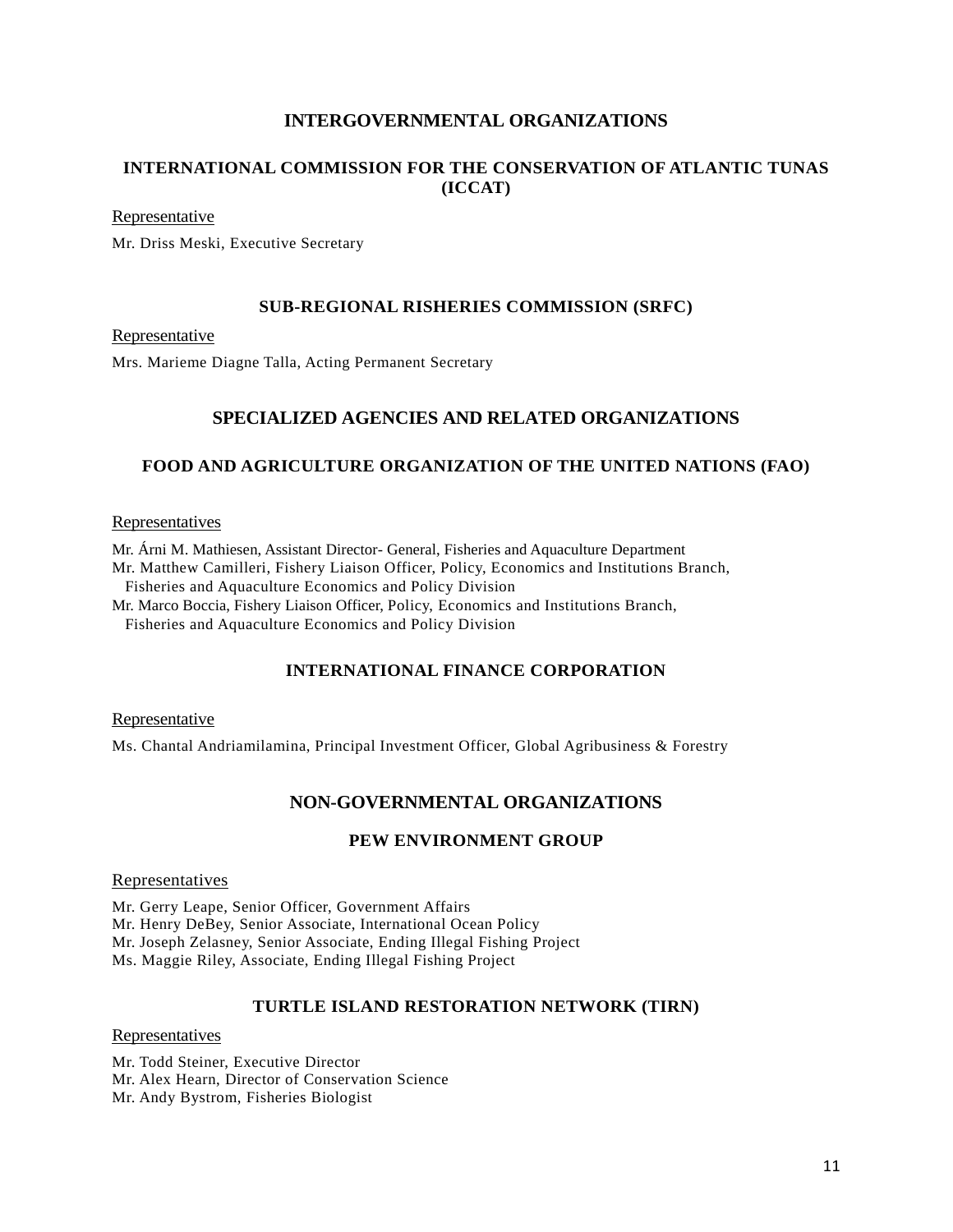## INTERGOVERNMENTAL ORGANIZATIONS

### INTERNATIONAL COMMISSION FOR THE CONSERVATION OF ATLANTIC TUNAS (ICCAT)

Representative

Mr. Driss Meski, Executive Secretary

### SUB-REGIONAL RISHERIES COMMISSION (SRFC)

Representative

Mrs. Marieme Diagne Talla, Acting Permanent Secretary

## SPECIALIZED AGENCIES AND RELATED ORGANIZATIONS

### FOOD AND AGRICULTURE ORGANIZATION OF THE UNITED NATIONS (FAO)

Representatives

Mr. Árni M. Mathiesen, Assistant Director- General, Fisheries and Aquaculture Department
Mr. Matthew Camilleri, Fishery Liaison Officer, Policy, Economics and Institutions Branch, Fisheries and Aquaculture Economics and Policy Division
Mr. Marco Boccia, Fishery Liaison Officer, Policy, Economics and Institutions Branch, Fisheries and Aquaculture Economics and Policy Division

### INTERNATIONAL FINANCE CORPORATION

Representative

Ms. Chantal Andriamilamina, Principal Investment Officer, Global Agribusiness & Forestry

## NON-GOVERNMENTAL ORGANIZATIONS

### PEW ENVIRONMENT GROUP

Representatives

Mr. Gerry Leape, Senior Officer, Government Affairs
Mr. Henry DeBey, Senior Associate, International Ocean Policy
Mr. Joseph Zelasney, Senior Associate, Ending Illegal Fishing Project
Ms. Maggie Riley, Associate, Ending Illegal Fishing Project

### TURTLE ISLAND RESTORATION NETWORK (TIRN)

Representatives

Mr. Todd Steiner, Executive Director
Mr. Alex Hearn, Director of Conservation Science
Mr. Andy Bystrom, Fisheries Biologist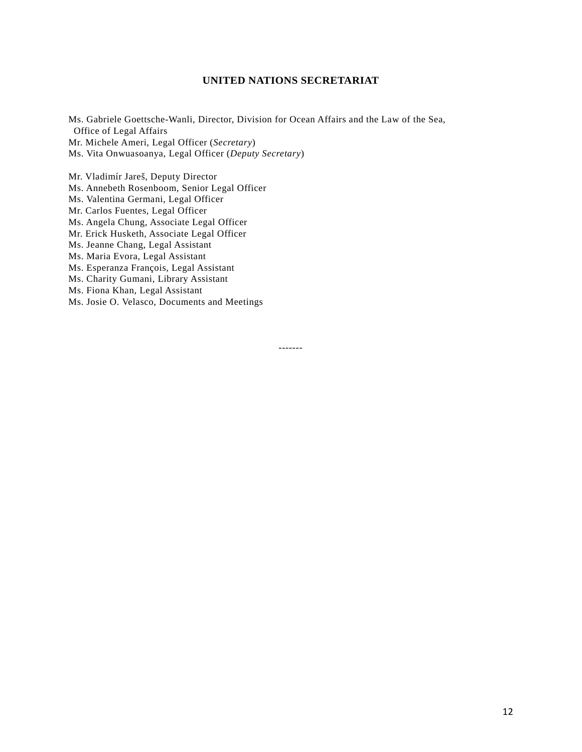## UNITED NATIONS SECRETARIAT

Ms. Gabriele Goettsche-Wanli, Director, Division for Ocean Affairs and the Law of the Sea, Office of Legal Affairs
Mr. Michele Ameri, Legal Officer (*Secretary*)
Ms. Vita Onwuasoanya, Legal Officer (*Deputy Secretary*)

Mr. Vladimír Jareš, Deputy Director
Ms. Annebeth Rosenboom, Senior Legal Officer
Ms. Valentina Germani, Legal Officer
Mr. Carlos Fuentes, Legal Officer
Ms. Angela Chung, Associate Legal Officer
Mr. Erick Husketh, Associate Legal Officer
Ms. Jeanne Chang, Legal Assistant
Ms. Maria Evora, Legal Assistant
Ms. Esperanza François, Legal Assistant
Ms. Charity Gumani, Library Assistant
Ms. Fiona Khan, Legal Assistant
Ms. Josie O. Velasco, Documents and Meetings

-------